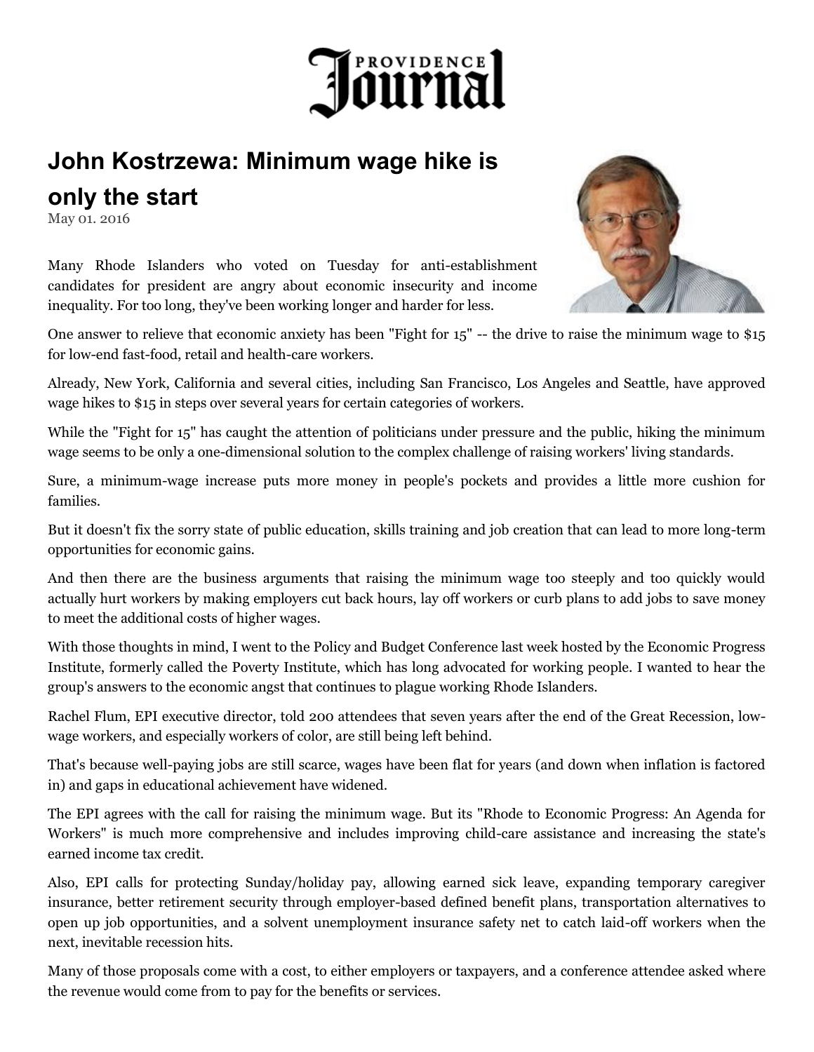# Providence Journal

## John Kostrzewa: Minimum wage hike is only the start

May 01. 2016

Many Rhode Islanders who voted on Tuesday for anti-establishment candidates for president are angry about economic insecurity and income inequality. For too long, they've been working longer and harder for less.

One answer to relieve that economic anxiety has been "Fight for 15" -- the drive to raise the minimum wage to $15 for low-end fast-food, retail and health-care workers.

Already, New York, California and several cities, including San Francisco, Los Angeles and Seattle, have approved wage hikes to $15 in steps over several years for certain categories of workers.

While the "Fight for 15" has caught the attention of politicians under pressure and the public, hiking the minimum wage seems to be only a one-dimensional solution to the complex challenge of raising workers' living standards.

Sure, a minimum-wage increase puts more money in people's pockets and provides a little more cushion for families.

But it doesn't fix the sorry state of public education, skills training and job creation that can lead to more long-term opportunities for economic gains.

And then there are the business arguments that raising the minimum wage too steeply and too quickly would actually hurt workers by making employers cut back hours, lay off workers or curb plans to add jobs to save money to meet the additional costs of higher wages.

With those thoughts in mind, I went to the Policy and Budget Conference last week hosted by the Economic Progress Institute, formerly called the Poverty Institute, which has long advocated for working people. I wanted to hear the group's answers to the economic angst that continues to plague working Rhode Islanders.

Rachel Flum, EPI executive director, told 200 attendees that seven years after the end of the Great Recession, low-wage workers, and especially workers of color, are still being left behind.

That's because well-paying jobs are still scarce, wages have been flat for years (and down when inflation is factored in) and gaps in educational achievement have widened.

The EPI agrees with the call for raising the minimum wage. But its "Rhode to Economic Progress: An Agenda for Workers" is much more comprehensive and includes improving child-care assistance and increasing the state's earned income tax credit.

Also, EPI calls for protecting Sunday/holiday pay, allowing earned sick leave, expanding temporary caregiver insurance, better retirement security through employer-based defined benefit plans, transportation alternatives to open up job opportunities, and a solvent unemployment insurance safety net to catch laid-off workers when the next, inevitable recession hits.

Many of those proposals come with a cost, to either employers or taxpayers, and a conference attendee asked where the revenue would come from to pay for the benefits or services.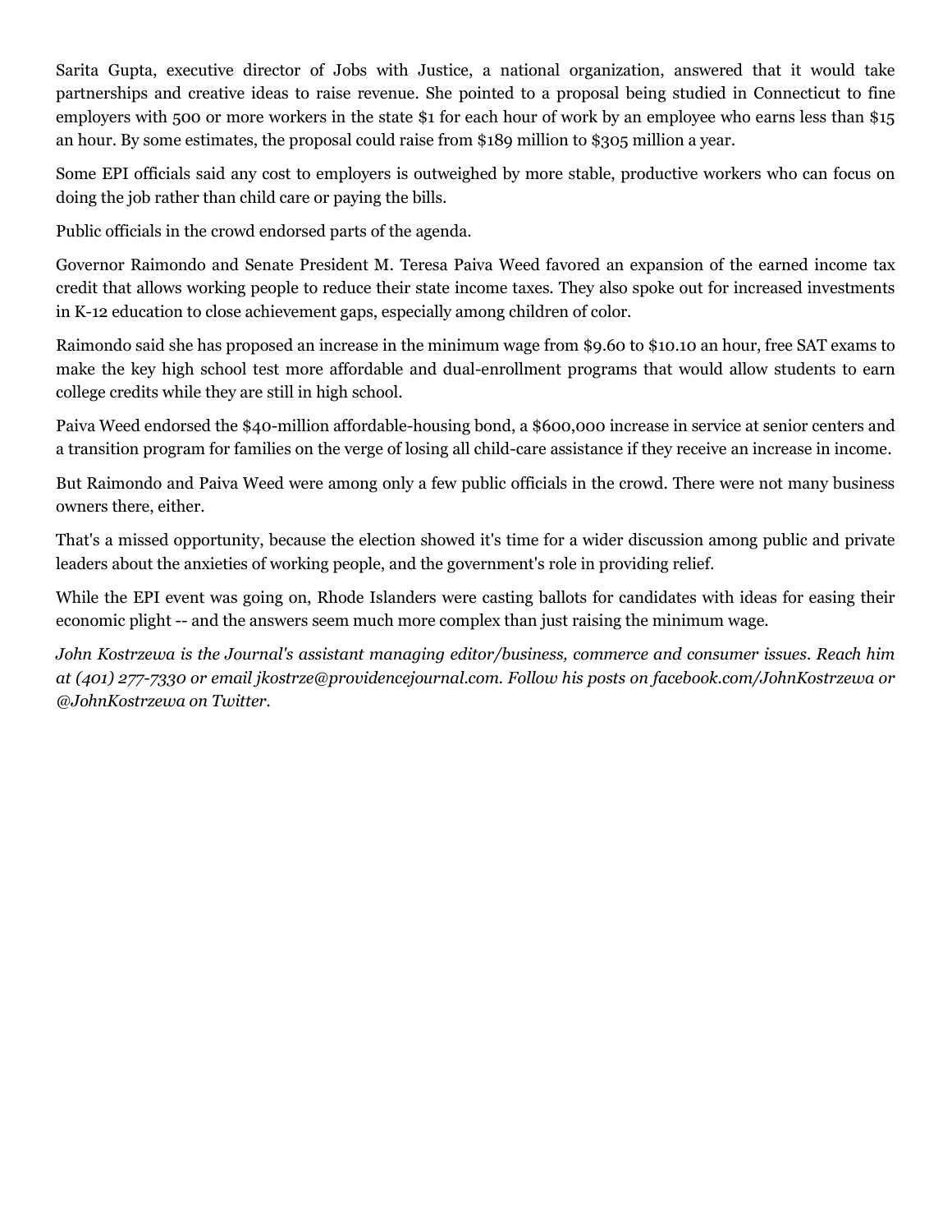Sarita Gupta, executive director of Jobs with Justice, a national organization, answered that it would take partnerships and creative ideas to raise revenue. She pointed to a proposal being studied in Connecticut to fine employers with 500 or more workers in the state $1 for each hour of work by an employee who earns less than $15 an hour. By some estimates, the proposal could raise from $189 million to $305 million a year.

Some EPI officials said any cost to employers is outweighed by more stable, productive workers who can focus on doing the job rather than child care or paying the bills.

Public officials in the crowd endorsed parts of the agenda.

Governor Raimondo and Senate President M. Teresa Paiva Weed favored an expansion of the earned income tax credit that allows working people to reduce their state income taxes. They also spoke out for increased investments in K-12 education to close achievement gaps, especially among children of color.

Raimondo said she has proposed an increase in the minimum wage from $9.60 to $10.10 an hour, free SAT exams to make the key high school test more affordable and dual-enrollment programs that would allow students to earn college credits while they are still in high school.

Paiva Weed endorsed the $40-million affordable-housing bond, a $600,000 increase in service at senior centers and a transition program for families on the verge of losing all child-care assistance if they receive an increase in income.

But Raimondo and Paiva Weed were among only a few public officials in the crowd. There were not many business owners there, either.

That's a missed opportunity, because the election showed it's time for a wider discussion among public and private leaders about the anxieties of working people, and the government's role in providing relief.

While the EPI event was going on, Rhode Islanders were casting ballots for candidates with ideas for easing their economic plight -- and the answers seem much more complex than just raising the minimum wage.

*John Kostrzewa is the Journal's assistant managing editor/business, commerce and consumer issues. Reach him at (401) 277-7330 or email jkostrze@providencejournal.com. Follow his posts on facebook.com/JohnKostrzewa or @JohnKostrzewa on Twitter.*